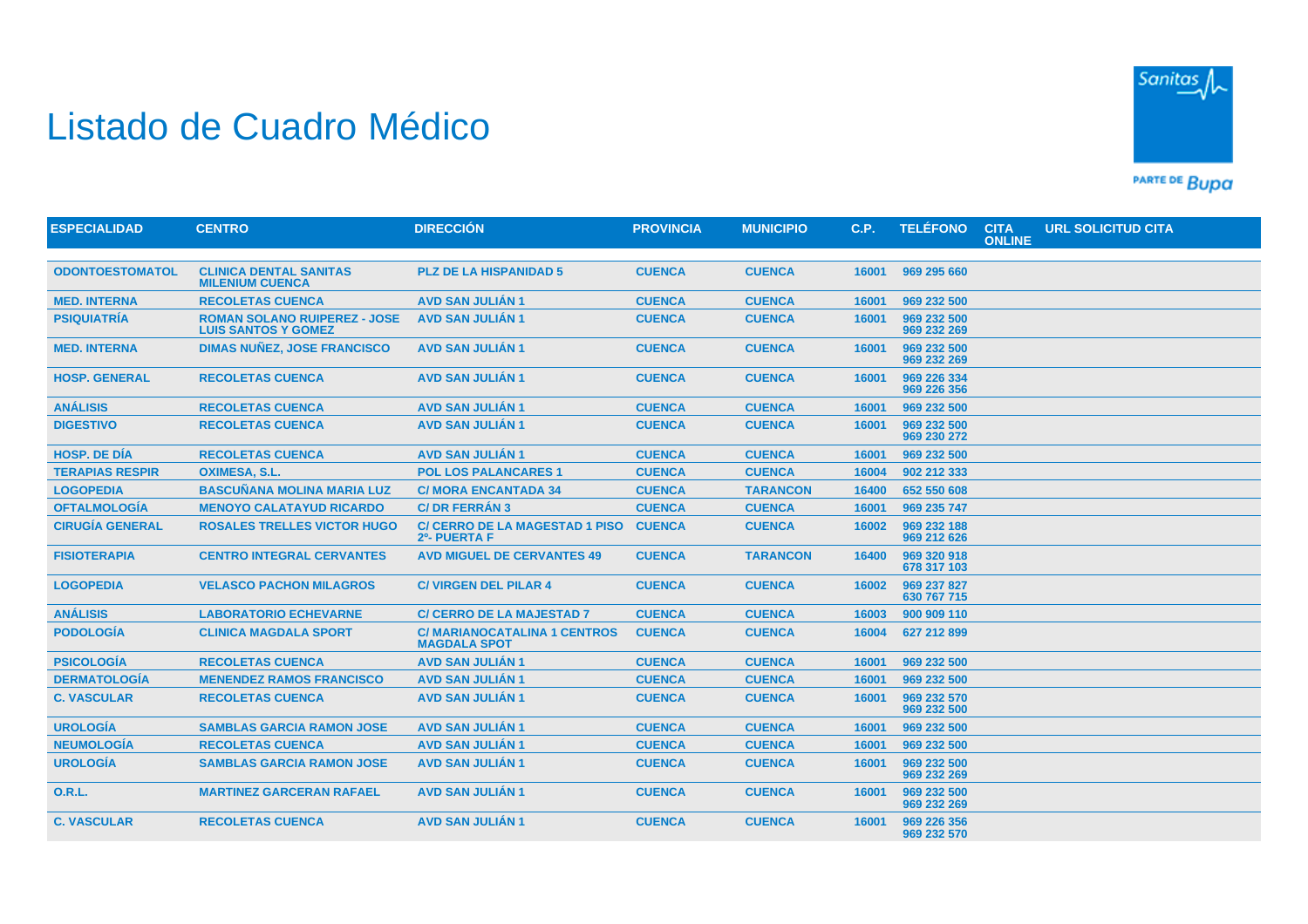# Listado de Cuadro Médico

| ESPECIALIDAD | CENTRO | DIRECCIÓN | PROVINCIA | MUNICIPIO | C.P. | TELÉFONO | CITA ONLINE | URL SOLICITUD CITA |
|---|---|---|---|---|---|---|---|---|
| ODONTOESTOMATOL | CLINICA DENTAL SANITAS MILENIUM CUENCA | PLZ DE LA HISPANIDAD 5 | CUENCA | CUENCA | 16001 | 969 295 660 | | |
| MED. INTERNA | RECOLETAS CUENCA | AVD SAN JULIÁN 1 | CUENCA | CUENCA | 16001 | 969 232 500 | | |
| PSIQUIATRÍA | ROMAN SOLANO RUIPEREZ - JOSE LUIS SANTOS Y GOMEZ | AVD SAN JULIÁN 1 | CUENCA | CUENCA | 16001 | 969 232 500<br>969 232 269 | | |
| MED. INTERNA | DIMAS NUÑEZ, JOSE FRANCISCO | AVD SAN JULIÁN 1 | CUENCA | CUENCA | 16001 | 969 232 500<br>969 232 269 | | |
| HOSP. GENERAL | RECOLETAS CUENCA | AVD SAN JULIÁN 1 | CUENCA | CUENCA | 16001 | 969 226 334<br>969 226 356 | | |
| ANÁLISIS | RECOLETAS CUENCA | AVD SAN JULIÁN 1 | CUENCA | CUENCA | 16001 | 969 232 500 | | |
| DIGESTIVO | RECOLETAS CUENCA | AVD SAN JULIÁN 1 | CUENCA | CUENCA | 16001 | 969 232 500<br>969 230 272 | | |
| HOSP. DE DÍA | RECOLETAS CUENCA | AVD SAN JULIÁN 1 | CUENCA | CUENCA | 16001 | 969 232 500 | | |
| TERAPIAS RESPIR | OXIMESA, S.L. | POL LOS PALANCARES 1 | CUENCA | CUENCA | 16004 | 902 212 333 | | |
| LOGOPEDIA | BASCUÑANA MOLINA MARIA LUZ | C/ MORA ENCANTADA 34 | CUENCA | TARANCON | 16400 | 652 550 608 | | |
| OFTALMOLOGÍA | MENOYO CALATAYUD RICARDO | C/ DR FERRÁN 3 | CUENCA | CUENCA | 16001 | 969 235 747 | | |
| CIRUGÍA GENERAL | ROSALES TRELLES VICTOR HUGO | C/ CERRO DE LA MAGESTAD 1 PISO 2º- PUERTA F | CUENCA | CUENCA | 16002 | 969 232 188<br>969 212 626 | | |
| FISIOTERAPIA | CENTRO INTEGRAL CERVANTES | AVD MIGUEL DE CERVANTES 49 | CUENCA | TARANCON | 16400 | 969 320 918<br>678 317 103 | | |
| LOGOPEDIA | VELASCO PACHON MILAGROS | C/ VIRGEN DEL PILAR 4 | CUENCA | CUENCA | 16002 | 969 237 827<br>630 767 715 | | |
| ANÁLISIS | LABORATORIO ECHEVARNE | C/ CERRO DE LA MAJESTAD 7 | CUENCA | CUENCA | 16003 | 900 909 110 | | |
| PODOLOGÍA | CLINICA MAGDALA SPORT | C/ MARIANOCATALINA 1 CENTROS MAGDALA SPOT | CUENCA | CUENCA | 16004 | 627 212 899 | | |
| PSICOLOGÍA | RECOLETAS CUENCA | AVD SAN JULIÁN 1 | CUENCA | CUENCA | 16001 | 969 232 500 | | |
| DERMATOLOGÍA | MENENDEZ RAMOS FRANCISCO | AVD SAN JULIÁN 1 | CUENCA | CUENCA | 16001 | 969 232 500 | | |
| C. VASCULAR | RECOLETAS CUENCA | AVD SAN JULIÁN 1 | CUENCA | CUENCA | 16001 | 969 232 570<br>969 232 500 | | |
| UROLOGÍA | SAMBLAS GARCIA RAMON JOSE | AVD SAN JULIÁN 1 | CUENCA | CUENCA | 16001 | 969 232 500 | | |
| NEUMOLOGÍA | RECOLETAS CUENCA | AVD SAN JULIÁN 1 | CUENCA | CUENCA | 16001 | 969 232 500 | | |
| UROLOGÍA | SAMBLAS GARCIA RAMON JOSE | AVD SAN JULIÁN 1 | CUENCA | CUENCA | 16001 | 969 232 500<br>969 232 269 | | |
| O.R.L. | MARTINEZ GARCERAN RAFAEL | AVD SAN JULIÁN 1 | CUENCA | CUENCA | 16001 | 969 232 500<br>969 232 269 | | |
| C. VASCULAR | RECOLETAS CUENCA | AVD SAN JULIÁN 1 | CUENCA | CUENCA | 16001 | 969 226 356<br>969 232 570 | | |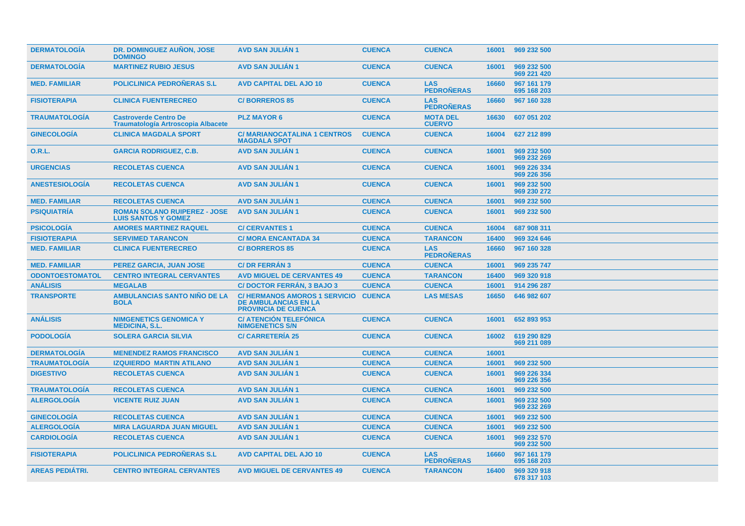| | | | | | | |
|---|---|---|---|---|---|---|
| **DERMATOLOGÍA** | **DR. DOMINGUEZ AUÑON, JOSE DOMINGO** | **AVD SAN JULIÁN 1** | **CUENCA** | **CUENCA** | **16001** | **969 232 500** |
| **DERMATOLOGÍA** | **MARTINEZ RUBIO JESUS** | **AVD SAN JULIÁN 1** | **CUENCA** | **CUENCA** | **16001** | **969 232 500 969 221 420** |
| **MED. FAMILIAR** | **POLICLINICA PEDROÑERAS S.L** | **AVD CAPITAL DEL AJO 10** | **CUENCA** | **LAS PEDROÑERAS** | **16660** | **967 161 179 695 168 203** |
| **FISIOTERAPIA** | **CLINICA FUENTERECREO** | **C/ BORREROS 85** | **CUENCA** | **LAS PEDROÑERAS** | **16660** | **967 160 328** |
| **TRAUMATOLOGÍA** | **Castroverde Centro De Traumatología Artroscopia Albacete** | **PLZ MAYOR 6** | **CUENCA** | **MOTA DEL CUERVO** | **16630** | **607 051 202** |
| **GINECOLOGÍA** | **CLINICA MAGDALA SPORT** | **C/ MARIANOCATALINA 1 CENTROS MAGDALA SPOT** | **CUENCA** | **CUENCA** | **16004** | **627 212 899** |
| **O.R.L.** | **GARCIA RODRIGUEZ, C.B.** | **AVD SAN JULIÁN 1** | **CUENCA** | **CUENCA** | **16001** | **969 232 500 969 232 269** |
| **URGENCIAS** | **RECOLETAS CUENCA** | **AVD SAN JULIÁN 1** | **CUENCA** | **CUENCA** | **16001** | **969 226 334 969 226 356** |
| **ANESTESIOLOGÍA** | **RECOLETAS CUENCA** | **AVD SAN JULIÁN 1** | **CUENCA** | **CUENCA** | **16001** | **969 232 500 969 230 272** |
| **MED. FAMILIAR** | **RECOLETAS CUENCA** | **AVD SAN JULIÁN 1** | **CUENCA** | **CUENCA** | **16001** | **969 232 500** |
| **PSIQUIATRÍA** | **ROMAN SOLANO RUIPEREZ - JOSE LUIS SANTOS Y GOMEZ** | **AVD SAN JULIÁN 1** | **CUENCA** | **CUENCA** | **16001** | **969 232 500** |
| **PSICOLOGÍA** | **AMORES MARTINEZ RAQUEL** | **C/ CERVANTES 1** | **CUENCA** | **CUENCA** | **16004** | **687 908 311** |
| **FISIOTERAPIA** | **SERVIMED TARANCON** | **C/ MORA ENCANTADA 34** | **CUENCA** | **TARANCON** | **16400** | **969 324 646** |
| **MED. FAMILIAR** | **CLINICA FUENTERECREO** | **C/ BORREROS 85** | **CUENCA** | **LAS PEDROÑERAS** | **16660** | **967 160 328** |
| **MED. FAMILIAR** | **PEREZ GARCIA, JUAN JOSE** | **C/ DR FERRÁN 3** | **CUENCA** | **CUENCA** | **16001** | **969 235 747** |
| **ODONTOESTOMATOL** | **CENTRO INTEGRAL CERVANTES** | **AVD MIGUEL DE CERVANTES 49** | **CUENCA** | **TARANCON** | **16400** | **969 320 918** |
| **ANÁLISIS** | **MEGALAB** | **C/ DOCTOR FERRÁN, 3 BAJO 3** | **CUENCA** | **CUENCA** | **16001** | **914 296 287** |
| **TRANSPORTE** | **AMBULANCIAS SANTO NIÑO DE LA BOLA** | **C/ HERMANOS AMOROS 1 SERVICIO DE AMBULANCIAS EN LA PROVINCIA DE CUENCA** | **CUENCA** | **LAS MESAS** | **16650** | **646 982 607** |
| **ANÁLISIS** | **NIMGENETICS GENOMICA Y MEDICINA, S.L.** | **C/ ATENCIÓN TELEFÓNICA NIMGENETICS S/N** | **CUENCA** | **CUENCA** | **16001** | **652 893 953** |
| **PODOLOGÍA** | **SOLERA GARCIA SILVIA** | **C/ CARRETERÍA 25** | **CUENCA** | **CUENCA** | **16002** | **619 290 829 969 211 089** |
| **DERMATOLOGÍA** | **MENENDEZ RAMOS FRANCISCO** | **AVD SAN JULIÁN 1** | **CUENCA** | **CUENCA** | **16001** | |
| **TRAUMATOLOGÍA** | **IZQUIERDO MARTIN ATILANO** | **AVD SAN JULIÁN 1** | **CUENCA** | **CUENCA** | **16001** | **969 232 500** |
| **DIGESTIVO** | **RECOLETAS CUENCA** | **AVD SAN JULIÁN 1** | **CUENCA** | **CUENCA** | **16001** | **969 226 334 969 226 356** |
| **TRAUMATOLOGÍA** | **RECOLETAS CUENCA** | **AVD SAN JULIÁN 1** | **CUENCA** | **CUENCA** | **16001** | **969 232 500** |
| **ALERGOLOGÍA** | **VICENTE RUIZ JUAN** | **AVD SAN JULIÁN 1** | **CUENCA** | **CUENCA** | **16001** | **969 232 500 969 232 269** |
| **GINECOLOGÍA** | **RECOLETAS CUENCA** | **AVD SAN JULIÁN 1** | **CUENCA** | **CUENCA** | **16001** | **969 232 500** |
| **ALERGOLOGÍA** | **MIRA LAGUARDA JUAN MIGUEL** | **AVD SAN JULIÁN 1** | **CUENCA** | **CUENCA** | **16001** | **969 232 500** |
| **CARDIOLOGÍA** | **RECOLETAS CUENCA** | **AVD SAN JULIÁN 1** | **CUENCA** | **CUENCA** | **16001** | **969 232 570 969 232 500** |
| **FISIOTERAPIA** | **POLICLINICA PEDROÑERAS S.L** | **AVD CAPITAL DEL AJO 10** | **CUENCA** | **LAS PEDROÑERAS** | **16660** | **967 161 179 695 168 203** |
| **AREAS PEDIÁTRI.** | **CENTRO INTEGRAL CERVANTES** | **AVD MIGUEL DE CERVANTES 49** | **CUENCA** | **TARANCON** | **16400** | **969 320 918 678 317 103** |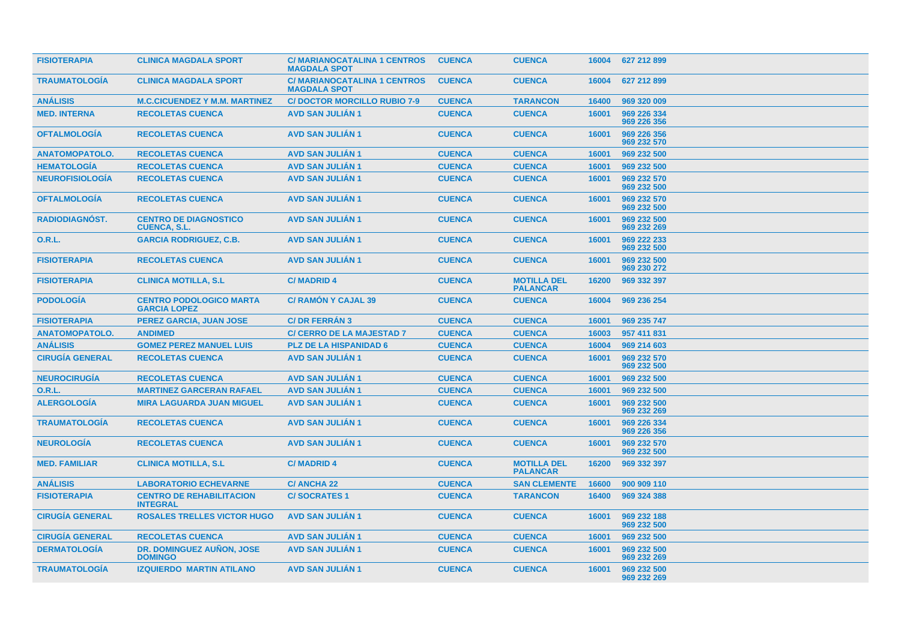| | | | | | | |
|---|---|---|---|---|---|---|
| FISIOTERAPIA | CLINICA MAGDALA SPORT | C/ MARIANOCATALINA 1 CENTROS MAGDALA SPOT | CUENCA | CUENCA | 16004 | 627 212 899 |
| TRAUMATOLOGÍA | CLINICA MAGDALA SPORT | C/ MARIANOCATALINA 1 CENTROS MAGDALA SPOT | CUENCA | CUENCA | 16004 | 627 212 899 |
| ANÁLISIS | M.C.CICUENDEZ Y M.M. MARTINEZ | C/ DOCTOR MORCILLO RUBIO 7-9 | CUENCA | TARANCON | 16400 | 969 320 009 |
| MED. INTERNA | RECOLETAS CUENCA | AVD SAN JULIÁN 1 | CUENCA | CUENCA | 16001 | 969 226 334<br>969 226 356 |
| OFTALMOLOGÍA | RECOLETAS CUENCA | AVD SAN JULIÁN 1 | CUENCA | CUENCA | 16001 | 969 226 356<br>969 232 570 |
| ANATOMOPATOLO. | RECOLETAS CUENCA | AVD SAN JULIÁN 1 | CUENCA | CUENCA | 16001 | 969 232 500 |
| HEMATOLOGÍA | RECOLETAS CUENCA | AVD SAN JULIÁN 1 | CUENCA | CUENCA | 16001 | 969 232 500 |
| NEUROFISIOLOGÍA | RECOLETAS CUENCA | AVD SAN JULIÁN 1 | CUENCA | CUENCA | 16001 | 969 232 570<br>969 232 500 |
| OFTALMOLOGÍA | RECOLETAS CUENCA | AVD SAN JULIÁN 1 | CUENCA | CUENCA | 16001 | 969 232 570<br>969 232 500 |
| RADIODIAGNÓST. | CENTRO DE DIAGNOSTICO CUENCA, S.L. | AVD SAN JULIÁN 1 | CUENCA | CUENCA | 16001 | 969 232 500<br>969 232 269 |
| O.R.L. | GARCIA RODRIGUEZ, C.B. | AVD SAN JULIÁN 1 | CUENCA | CUENCA | 16001 | 969 222 233<br>969 232 500 |
| FISIOTERAPIA | RECOLETAS CUENCA | AVD SAN JULIÁN 1 | CUENCA | CUENCA | 16001 | 969 232 500<br>969 230 272 |
| FISIOTERAPIA | CLINICA MOTILLA, S.L | C/ MADRID 4 | CUENCA | MOTILLA DEL PALANCAR | 16200 | 969 332 397 |
| PODOLOGÍA | CENTRO PODOLOGICO MARTA GARCIA LOPEZ | C/ RAMÓN Y CAJAL 39 | CUENCA | CUENCA | 16004 | 969 236 254 |
| FISIOTERAPIA | PEREZ GARCIA, JUAN JOSE | C/ DR FERRÁN 3 | CUENCA | CUENCA | 16001 | 969 235 747 |
| ANATOMOPATOLO. | ANDIMED | C/ CERRO DE LA MAJESTAD 7 | CUENCA | CUENCA | 16003 | 957 411 831 |
| ANÁLISIS | GOMEZ PEREZ MANUEL LUIS | PLZ DE LA HISPANIDAD 6 | CUENCA | CUENCA | 16004 | 969 214 603 |
| CIRUGÍA GENERAL | RECOLETAS CUENCA | AVD SAN JULIÁN 1 | CUENCA | CUENCA | 16001 | 969 232 570<br>969 232 500 |
| NEUROCIRUGÍA | RECOLETAS CUENCA | AVD SAN JULIÁN 1 | CUENCA | CUENCA | 16001 | 969 232 500 |
| O.R.L. | MARTINEZ GARCERAN RAFAEL | AVD SAN JULIÁN 1 | CUENCA | CUENCA | 16001 | 969 232 500 |
| ALERGOLOGÍA | MIRA LAGUARDA JUAN MIGUEL | AVD SAN JULIÁN 1 | CUENCA | CUENCA | 16001 | 969 232 500<br>969 232 269 |
| TRAUMATOLOGÍA | RECOLETAS CUENCA | AVD SAN JULIÁN 1 | CUENCA | CUENCA | 16001 | 969 226 334<br>969 226 356 |
| NEUROLOGÍA | RECOLETAS CUENCA | AVD SAN JULIÁN 1 | CUENCA | CUENCA | 16001 | 969 232 570<br>969 232 500 |
| MED. FAMILIAR | CLINICA MOTILLA, S.L | C/ MADRID 4 | CUENCA | MOTILLA DEL PALANCAR | 16200 | 969 332 397 |
| ANÁLISIS | LABORATORIO ECHEVARNE | C/ ANCHA 22 | CUENCA | SAN CLEMENTE | 16600 | 900 909 110 |
| FISIOTERAPIA | CENTRO DE REHABILITACION INTEGRAL | C/ SOCRATES 1 | CUENCA | TARANCON | 16400 | 969 324 388 |
| CIRUGÍA GENERAL | ROSALES TRELLES VICTOR HUGO | AVD SAN JULIÁN 1 | CUENCA | CUENCA | 16001 | 969 232 188<br>969 232 500 |
| CIRUGÍA GENERAL | RECOLETAS CUENCA | AVD SAN JULIÁN 1 | CUENCA | CUENCA | 16001 | 969 232 500 |
| DERMATOLOGÍA | DR. DOMINGUEZ AUÑON, JOSE DOMINGO | AVD SAN JULIÁN 1 | CUENCA | CUENCA | 16001 | 969 232 500<br>969 232 269 |
| TRAUMATOLOGÍA | IZQUIERDO MARTIN ATILANO | AVD SAN JULIÁN 1 | CUENCA | CUENCA | 16001 | 969 232 500<br>969 232 269 |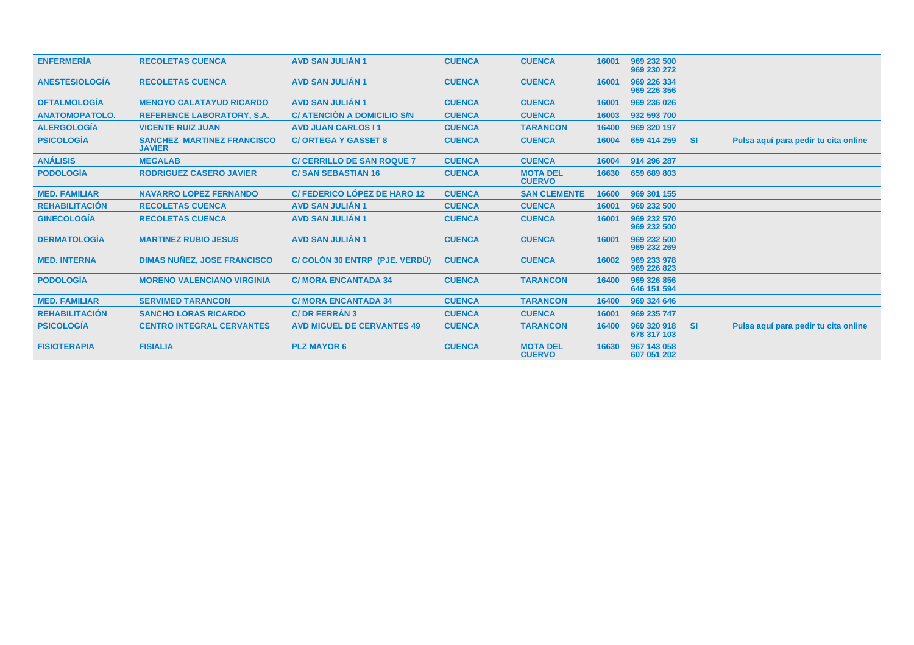| | | | | | | | | |
|---|---|---|---|---|---|---|---|---|
| ENFERMERÍA | RECOLETAS CUENCA | AVD SAN JULIÁN 1 | CUENCA | CUENCA | 16001 | 969 232 500<br>969 230 272 | | |
| ANESTESIOLOGÍA | RECOLETAS CUENCA | AVD SAN JULIÁN 1 | CUENCA | CUENCA | 16001 | 969 226 334<br>969 226 356 | | |
| OFTALMOLOGÍA | MENOYO CALATAYUD RICARDO | AVD SAN JULIÁN 1 | CUENCA | CUENCA | 16001 | 969 236 026 | | |
| ANATOMOPATOLO. | REFERENCE LABORATORY, S.A. | C/ ATENCIÓN A DOMICILIO S/N | CUENCA | CUENCA | 16003 | 932 593 700 | | |
| ALERGOLOGÍA | VICENTE RUIZ JUAN | AVD JUAN CARLOS I 1 | CUENCA | TARANCON | 16400 | 969 320 197 | | |
| PSICOLOGÍA | SANCHEZ MARTINEZ FRANCISCO JAVIER | C/ ORTEGA Y GASSET 8 | CUENCA | CUENCA | 16004 | 659 414 259 | SI | Pulsa aquí para pedir tu cita online |
| ANÁLISIS | MEGALAB | C/ CERRILLO DE SAN ROQUE 7 | CUENCA | CUENCA | 16004 | 914 296 287 | | |
| PODOLOGÍA | RODRIGUEZ CASERO JAVIER | C/ SAN SEBASTIAN 16 | CUENCA | MOTA DEL CUERVO | 16630 | 659 689 803 | | |
| MED. FAMILIAR | NAVARRO LOPEZ FERNANDO | C/ FEDERICO LÓPEZ DE HARO 12 | CUENCA | SAN CLEMENTE | 16600 | 969 301 155 | | |
| REHABILITACIÓN | RECOLETAS CUENCA | AVD SAN JULIÁN 1 | CUENCA | CUENCA | 16001 | 969 232 500 | | |
| GINECOLOGÍA | RECOLETAS CUENCA | AVD SAN JULIÁN 1 | CUENCA | CUENCA | 16001 | 969 232 570<br>969 232 500 | | |
| DERMATOLOGÍA | MARTINEZ RUBIO JESUS | AVD SAN JULIÁN 1 | CUENCA | CUENCA | 16001 | 969 232 500<br>969 232 269 | | |
| MED. INTERNA | DIMAS NUÑEZ, JOSE FRANCISCO | C/ COLÓN 30 ENTRP (PJE. VERDÚ) | CUENCA | CUENCA | 16002 | 969 233 978<br>969 226 823 | | |
| PODOLOGÍA | MORENO VALENCIANO VIRGINIA | C/ MORA ENCANTADA 34 | CUENCA | TARANCON | 16400 | 969 326 856<br>646 151 594 | | |
| MED. FAMILIAR | SERVIMED TARANCON | C/ MORA ENCANTADA 34 | CUENCA | TARANCON | 16400 | 969 324 646 | | |
| REHABILITACIÓN | SANCHO LORAS RICARDO | C/ DR FERRÁN 3 | CUENCA | CUENCA | 16001 | 969 235 747 | | |
| PSICOLOGÍA | CENTRO INTEGRAL CERVANTES | AVD MIGUEL DE CERVANTES 49 | CUENCA | TARANCON | 16400 | 969 320 918<br>678 317 103 | SI | Pulsa aquí para pedir tu cita online |
| FISIOTERAPIA | FISIALIA | PLZ MAYOR 6 | CUENCA | MOTA DEL CUERVO | 16630 | 967 143 058<br>607 051 202 | | |